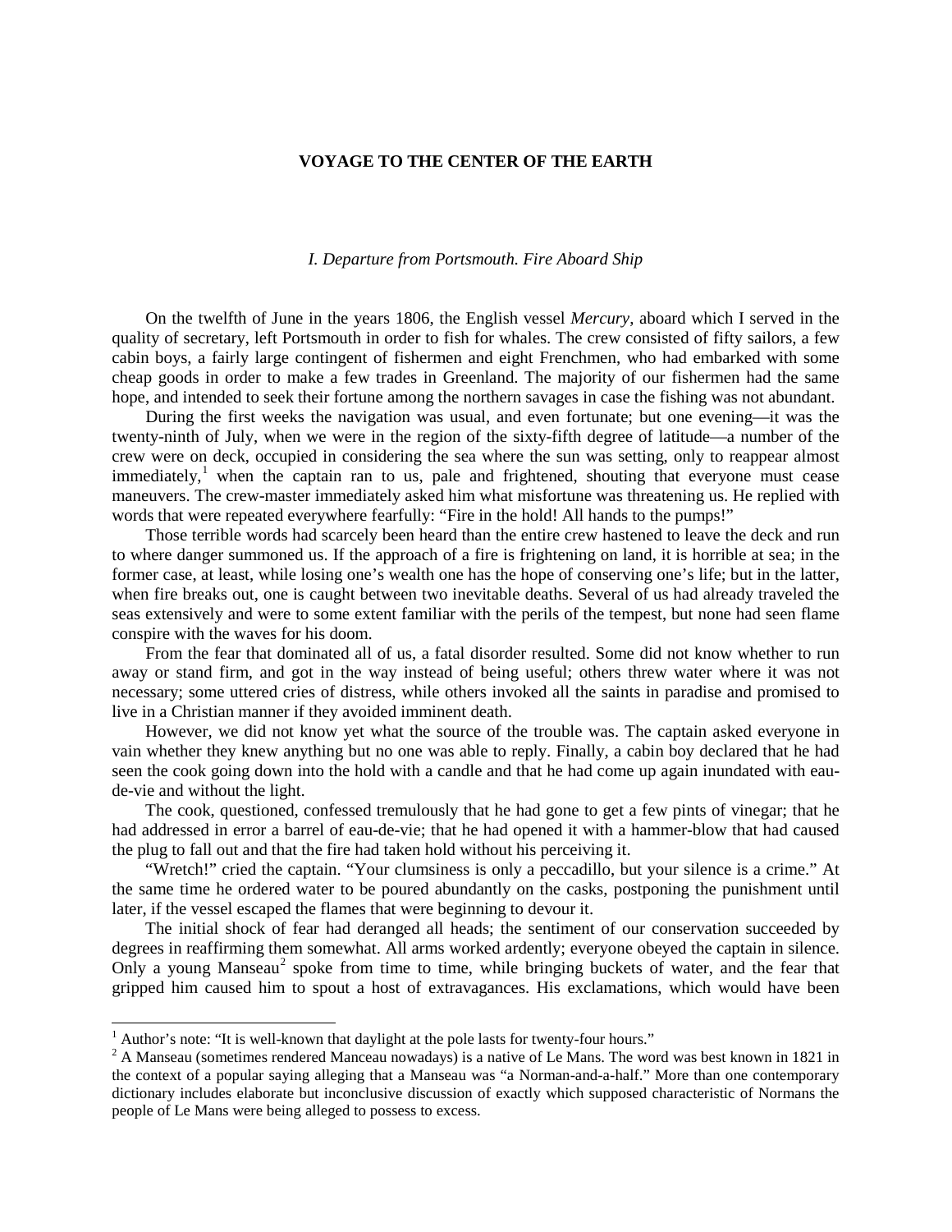# VOYAGE TO THE CENTER OF THE EARTH

## *I. Departure from Portsmouth. Fire Aboard Ship*

On the twelfth of June in the years 1806, the English vessel *Mercury*, aboard which I served in the quality of secretary, left Portsmouth in order to fish for whales. The crew consisted of fifty sailors, a few cabin boys, a fairly large contingent of fishermen and eight Frenchmen, who had embarked with some cheap goods in order to make a few trades in Greenland. The majority of our fishermen had the same hope, and intended to seek their fortune among the northern savages in case the fishing was not abundant.

During the first weeks the navigation was usual, and even fortunate; but one evening—it was the twenty-ninth of July, when we were in the region of the sixty-fifth degree of latitude—a number of the crew were on deck, occupied in considering the sea where the sun was setting, only to reappear almost immediately,[1] when the captain ran to us, pale and frightened, shouting that everyone must cease maneuvers. The crew-master immediately asked him what misfortune was threatening us. He replied with words that were repeated everywhere fearfully: "Fire in the hold! All hands to the pumps!"

Those terrible words had scarcely been heard than the entire crew hastened to leave the deck and run to where danger summoned us. If the approach of a fire is frightening on land, it is horrible at sea; in the former case, at least, while losing one's wealth one has the hope of conserving one's life; but in the latter, when fire breaks out, one is caught between two inevitable deaths. Several of us had already traveled the seas extensively and were to some extent familiar with the perils of the tempest, but none had seen flame conspire with the waves for his doom.

From the fear that dominated all of us, a fatal disorder resulted. Some did not know whether to run away or stand firm, and got in the way instead of being useful; others threw water where it was not necessary; some uttered cries of distress, while others invoked all the saints in paradise and promised to live in a Christian manner if they avoided imminent death.

However, we did not know yet what the source of the trouble was. The captain asked everyone in vain whether they knew anything but no one was able to reply. Finally, a cabin boy declared that he had seen the cook going down into the hold with a candle and that he had come up again inundated with eau-de-vie and without the light.

The cook, questioned, confessed tremulously that he had gone to get a few pints of vinegar; that he had addressed in error a barrel of eau-de-vie; that he had opened it with a hammer-blow that had caused the plug to fall out and that the fire had taken hold without his perceiving it.

"Wretch!" cried the captain. "Your clumsiness is only a peccadillo, but your silence is a crime." At the same time he ordered water to be poured abundantly on the casks, postponing the punishment until later, if the vessel escaped the flames that were beginning to devour it.

The initial shock of fear had deranged all heads; the sentiment of our conservation succeeded by degrees in reaffirming them somewhat. All arms worked ardently; everyone obeyed the captain in silence. Only a young Manseau[2] spoke from time to time, while bringing buckets of water, and the fear that gripped him caused him to spout a host of extravagances. His exclamations, which would have been

---

[1] Author's note: "It is well-known that daylight at the pole lasts for twenty-four hours."

[2] A Manseau (sometimes rendered Manceau nowadays) is a native of Le Mans. The word was best known in 1821 in the context of a popular saying alleging that a Manseau was "a Norman-and-a-half." More than one contemporary dictionary includes elaborate but inconclusive discussion of exactly which supposed characteristic of Normans the people of Le Mans were being alleged to possess to excess.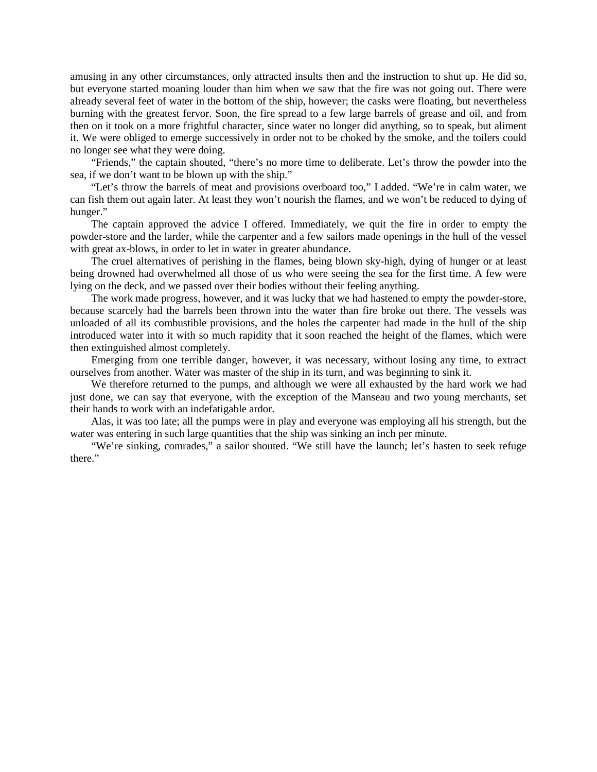amusing in any other circumstances, only attracted insults then and the instruction to shut up. He did so, but everyone started moaning louder than him when we saw that the fire was not going out. There were already several feet of water in the bottom of the ship, however; the casks were floating, but nevertheless burning with the greatest fervor. Soon, the fire spread to a few large barrels of grease and oil, and from then on it took on a more frightful character, since water no longer did anything, so to speak, but aliment it. We were obliged to emerge successively in order not to be choked by the smoke, and the toilers could no longer see what they were doing.

"Friends," the captain shouted, "there's no more time to deliberate. Let's throw the powder into the sea, if we don't want to be blown up with the ship."

"Let's throw the barrels of meat and provisions overboard too," I added. "We're in calm water, we can fish them out again later. At least they won't nourish the flames, and we won't be reduced to dying of hunger."

The captain approved the advice I offered. Immediately, we quit the fire in order to empty the powder-store and the larder, while the carpenter and a few sailors made openings in the hull of the vessel with great ax-blows, in order to let in water in greater abundance.

The cruel alternatives of perishing in the flames, being blown sky-high, dying of hunger or at least being drowned had overwhelmed all those of us who were seeing the sea for the first time. A few were lying on the deck, and we passed over their bodies without their feeling anything.

The work made progress, however, and it was lucky that we had hastened to empty the powder-store, because scarcely had the barrels been thrown into the water than fire broke out there. The vessels was unloaded of all its combustible provisions, and the holes the carpenter had made in the hull of the ship introduced water into it with so much rapidity that it soon reached the height of the flames, which were then extinguished almost completely.

Emerging from one terrible danger, however, it was necessary, without losing any time, to extract ourselves from another. Water was master of the ship in its turn, and was beginning to sink it.

We therefore returned to the pumps, and although we were all exhausted by the hard work we had just done, we can say that everyone, with the exception of the Manseau and two young merchants, set their hands to work with an indefatigable ardor.

Alas, it was too late; all the pumps were in play and everyone was employing all his strength, but the water was entering in such large quantities that the ship was sinking an inch per minute.

"We're sinking, comrades," a sailor shouted. "We still have the launch; let's hasten to seek refuge there."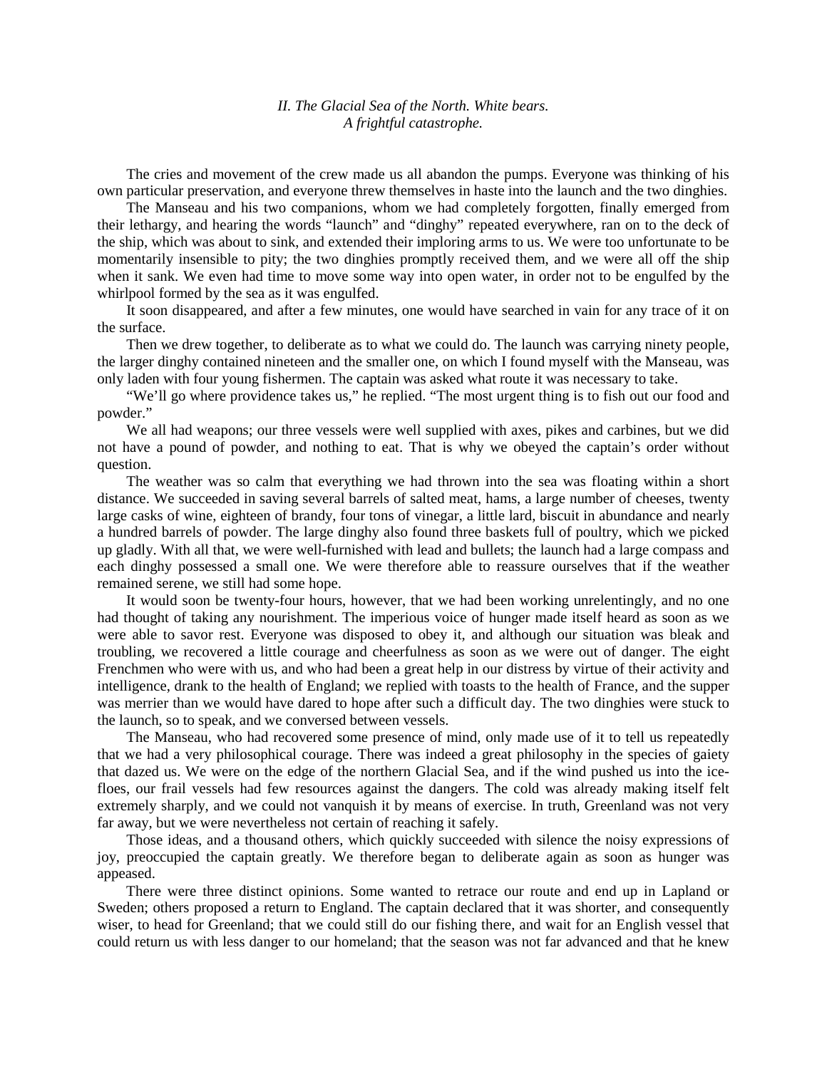*II. The Glacial Sea of the North. White bears.*
*A frightful catastrophe.*

The cries and movement of the crew made us all abandon the pumps. Everyone was thinking of his own particular preservation, and everyone threw themselves in haste into the launch and the two dinghies.

The Manseau and his two companions, whom we had completely forgotten, finally emerged from their lethargy, and hearing the words "launch" and "dinghy" repeated everywhere, ran on to the deck of the ship, which was about to sink, and extended their imploring arms to us. We were too unfortunate to be momentarily insensible to pity; the two dinghies promptly received them, and we were all off the ship when it sank. We even had time to move some way into open water, in order not to be engulfed by the whirlpool formed by the sea as it was engulfed.

It soon disappeared, and after a few minutes, one would have searched in vain for any trace of it on the surface.

Then we drew together, to deliberate as to what we could do. The launch was carrying ninety people, the larger dinghy contained nineteen and the smaller one, on which I found myself with the Manseau, was only laden with four young fishermen. The captain was asked what route it was necessary to take.

"We'll go where providence takes us," he replied. "The most urgent thing is to fish out our food and powder."

We all had weapons; our three vessels were well supplied with axes, pikes and carbines, but we did not have a pound of powder, and nothing to eat. That is why we obeyed the captain's order without question.

The weather was so calm that everything we had thrown into the sea was floating within a short distance. We succeeded in saving several barrels of salted meat, hams, a large number of cheeses, twenty large casks of wine, eighteen of brandy, four tons of vinegar, a little lard, biscuit in abundance and nearly a hundred barrels of powder. The large dinghy also found three baskets full of poultry, which we picked up gladly. With all that, we were well-furnished with lead and bullets; the launch had a large compass and each dinghy possessed a small one. We were therefore able to reassure ourselves that if the weather remained serene, we still had some hope.

It would soon be twenty-four hours, however, that we had been working unrelentingly, and no one had thought of taking any nourishment. The imperious voice of hunger made itself heard as soon as we were able to savor rest. Everyone was disposed to obey it, and although our situation was bleak and troubling, we recovered a little courage and cheerfulness as soon as we were out of danger. The eight Frenchmen who were with us, and who had been a great help in our distress by virtue of their activity and intelligence, drank to the health of England; we replied with toasts to the health of France, and the supper was merrier than we would have dared to hope after such a difficult day. The two dinghies were stuck to the launch, so to speak, and we conversed between vessels.

The Manseau, who had recovered some presence of mind, only made use of it to tell us repeatedly that we had a very philosophical courage. There was indeed a great philosophy in the species of gaiety that dazed us. We were on the edge of the northern Glacial Sea, and if the wind pushed us into the ice-floes, our frail vessels had few resources against the dangers. The cold was already making itself felt extremely sharply, and we could not vanquish it by means of exercise. In truth, Greenland was not very far away, but we were nevertheless not certain of reaching it safely.

Those ideas, and a thousand others, which quickly succeeded with silence the noisy expressions of joy, preoccupied the captain greatly. We therefore began to deliberate again as soon as hunger was appeased.

There were three distinct opinions. Some wanted to retrace our route and end up in Lapland or Sweden; others proposed a return to England. The captain declared that it was shorter, and consequently wiser, to head for Greenland; that we could still do our fishing there, and wait for an English vessel that could return us with less danger to our homeland; that the season was not far advanced and that he knew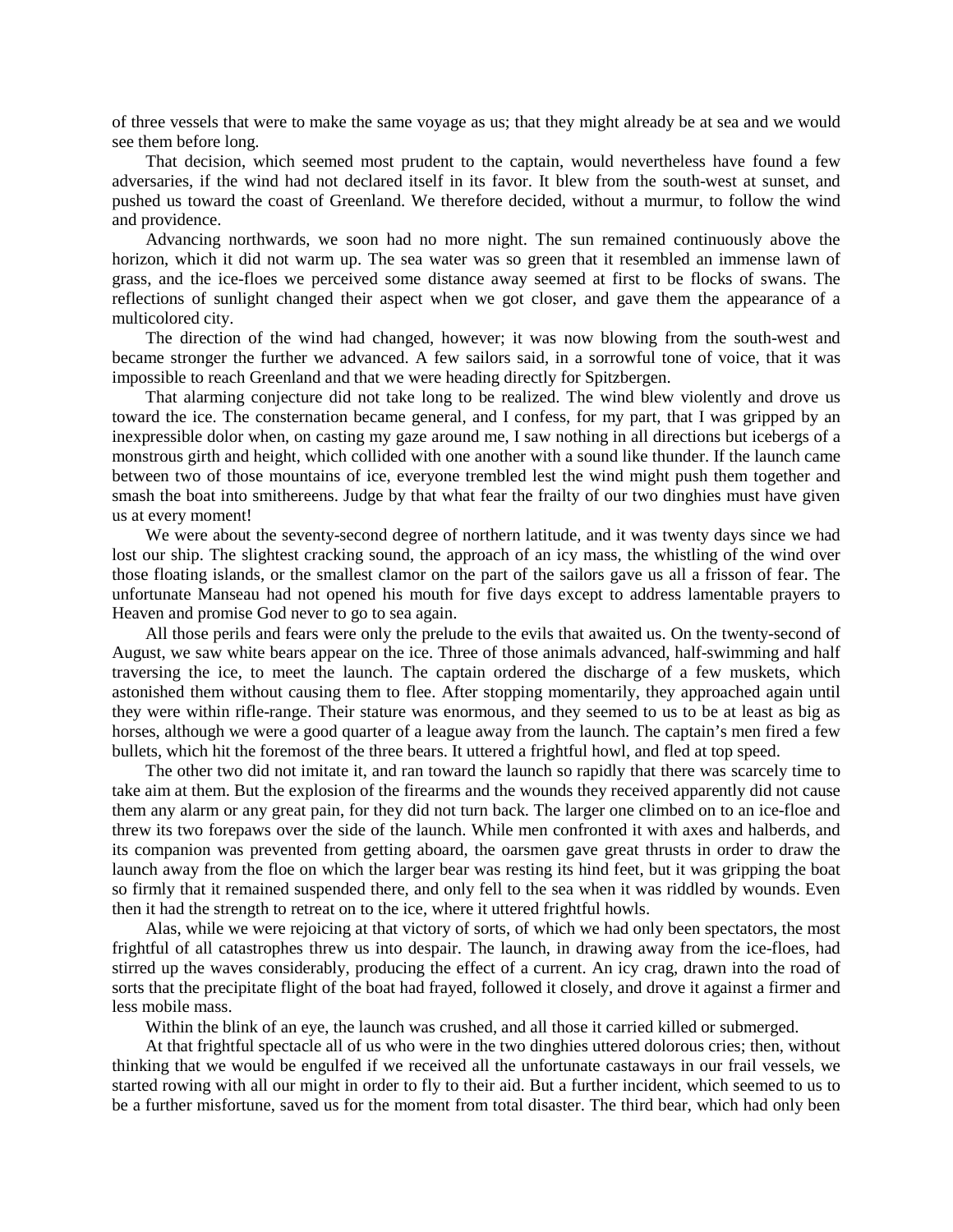of three vessels that were to make the same voyage as us; that they might already be at sea and we would see them before long.

That decision, which seemed most prudent to the captain, would nevertheless have found a few adversaries, if the wind had not declared itself in its favor. It blew from the south-west at sunset, and pushed us toward the coast of Greenland. We therefore decided, without a murmur, to follow the wind and providence.

Advancing northwards, we soon had no more night. The sun remained continuously above the horizon, which it did not warm up. The sea water was so green that it resembled an immense lawn of grass, and the ice-floes we perceived some distance away seemed at first to be flocks of swans. The reflections of sunlight changed their aspect when we got closer, and gave them the appearance of a multicolored city.

The direction of the wind had changed, however; it was now blowing from the south-west and became stronger the further we advanced. A few sailors said, in a sorrowful tone of voice, that it was impossible to reach Greenland and that we were heading directly for Spitzbergen.

That alarming conjecture did not take long to be realized. The wind blew violently and drove us toward the ice. The consternation became general, and I confess, for my part, that I was gripped by an inexpressible dolor when, on casting my gaze around me, I saw nothing in all directions but icebergs of a monstrous girth and height, which collided with one another with a sound like thunder. If the launch came between two of those mountains of ice, everyone trembled lest the wind might push them together and smash the boat into smithereens. Judge by that what fear the frailty of our two dinghies must have given us at every moment!

We were about the seventy-second degree of northern latitude, and it was twenty days since we had lost our ship. The slightest cracking sound, the approach of an icy mass, the whistling of the wind over those floating islands, or the smallest clamor on the part of the sailors gave us all a frisson of fear. The unfortunate Manseau had not opened his mouth for five days except to address lamentable prayers to Heaven and promise God never to go to sea again.

All those perils and fears were only the prelude to the evils that awaited us. On the twenty-second of August, we saw white bears appear on the ice. Three of those animals advanced, half-swimming and half traversing the ice, to meet the launch. The captain ordered the discharge of a few muskets, which astonished them without causing them to flee. After stopping momentarily, they approached again until they were within rifle-range. Their stature was enormous, and they seemed to us to be at least as big as horses, although we were a good quarter of a league away from the launch. The captain's men fired a few bullets, which hit the foremost of the three bears. It uttered a frightful howl, and fled at top speed.

The other two did not imitate it, and ran toward the launch so rapidly that there was scarcely time to take aim at them. But the explosion of the firearms and the wounds they received apparently did not cause them any alarm or any great pain, for they did not turn back. The larger one climbed on to an ice-floe and threw its two forepaws over the side of the launch. While men confronted it with axes and halberds, and its companion was prevented from getting aboard, the oarsmen gave great thrusts in order to draw the launch away from the floe on which the larger bear was resting its hind feet, but it was gripping the boat so firmly that it remained suspended there, and only fell to the sea when it was riddled by wounds. Even then it had the strength to retreat on to the ice, where it uttered frightful howls.

Alas, while we were rejoicing at that victory of sorts, of which we had only been spectators, the most frightful of all catastrophes threw us into despair. The launch, in drawing away from the ice-floes, had stirred up the waves considerably, producing the effect of a current. An icy crag, drawn into the road of sorts that the precipitate flight of the boat had frayed, followed it closely, and drove it against a firmer and less mobile mass.

Within the blink of an eye, the launch was crushed, and all those it carried killed or submerged.

At that frightful spectacle all of us who were in the two dinghies uttered dolorous cries; then, without thinking that we would be engulfed if we received all the unfortunate castaways in our frail vessels, we started rowing with all our might in order to fly to their aid. But a further incident, which seemed to us to be a further misfortune, saved us for the moment from total disaster. The third bear, which had only been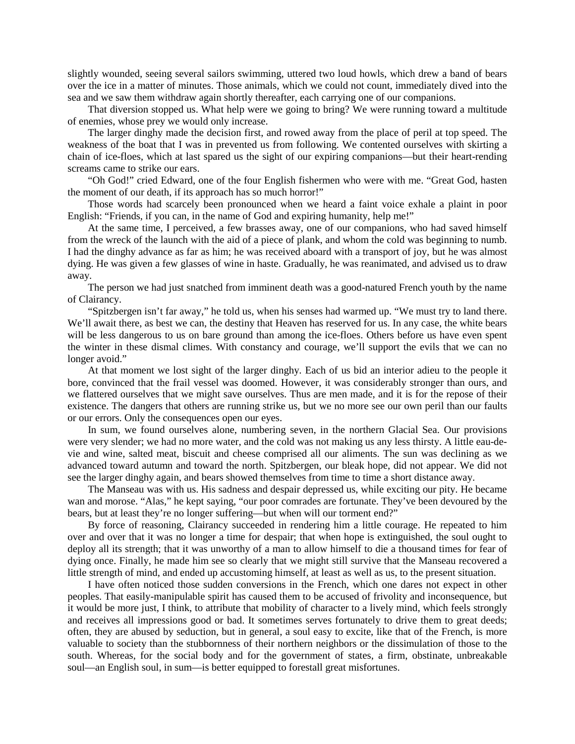slightly wounded, seeing several sailors swimming, uttered two loud howls, which drew a band of bears over the ice in a matter of minutes. Those animals, which we could not count, immediately dived into the sea and we saw them withdraw again shortly thereafter, each carrying one of our companions.

That diversion stopped us. What help were we going to bring? We were running toward a multitude of enemies, whose prey we would only increase.

The larger dinghy made the decision first, and rowed away from the place of peril at top speed. The weakness of the boat that I was in prevented us from following. We contented ourselves with skirting a chain of ice-floes, which at last spared us the sight of our expiring companions—but their heart-rending screams came to strike our ears.

"Oh God!" cried Edward, one of the four English fishermen who were with me. "Great God, hasten the moment of our death, if its approach has so much horror!"

Those words had scarcely been pronounced when we heard a faint voice exhale a plaint in poor English: "Friends, if you can, in the name of God and expiring humanity, help me!"

At the same time, I perceived, a few brasses away, one of our companions, who had saved himself from the wreck of the launch with the aid of a piece of plank, and whom the cold was beginning to numb. I had the dinghy advance as far as him; he was received aboard with a transport of joy, but he was almost dying. He was given a few glasses of wine in haste. Gradually, he was reanimated, and advised us to draw away.

The person we had just snatched from imminent death was a good-natured French youth by the name of Clairancy.

"Spitzbergen isn't far away," he told us, when his senses had warmed up. "We must try to land there. We'll await there, as best we can, the destiny that Heaven has reserved for us. In any case, the white bears will be less dangerous to us on bare ground than among the ice-floes. Others before us have even spent the winter in these dismal climes. With constancy and courage, we'll support the evils that we can no longer avoid."

At that moment we lost sight of the larger dinghy. Each of us bid an interior adieu to the people it bore, convinced that the frail vessel was doomed. However, it was considerably stronger than ours, and we flattered ourselves that we might save ourselves. Thus are men made, and it is for the repose of their existence. The dangers that others are running strike us, but we no more see our own peril than our faults or our errors. Only the consequences open our eyes.

In sum, we found ourselves alone, numbering seven, in the northern Glacial Sea. Our provisions were very slender; we had no more water, and the cold was not making us any less thirsty. A little eau-de-vie and wine, salted meat, biscuit and cheese comprised all our aliments. The sun was declining as we advanced toward autumn and toward the north. Spitzbergen, our bleak hope, did not appear. We did not see the larger dinghy again, and bears showed themselves from time to time a short distance away.

The Manseau was with us. His sadness and despair depressed us, while exciting our pity. He became wan and morose. "Alas," he kept saying, "our poor comrades are fortunate. They've been devoured by the bears, but at least they're no longer suffering—but when will our torment end?"

By force of reasoning, Clairancy succeeded in rendering him a little courage. He repeated to him over and over that it was no longer a time for despair; that when hope is extinguished, the soul ought to deploy all its strength; that it was unworthy of a man to allow himself to die a thousand times for fear of dying once. Finally, he made him see so clearly that we might still survive that the Manseau recovered a little strength of mind, and ended up accustoming himself, at least as well as us, to the present situation.

I have often noticed those sudden conversions in the French, which one dares not expect in other peoples. That easily-manipulable spirit has caused them to be accused of frivolity and inconsequence, but it would be more just, I think, to attribute that mobility of character to a lively mind, which feels strongly and receives all impressions good or bad. It sometimes serves fortunately to drive them to great deeds; often, they are abused by seduction, but in general, a soul easy to excite, like that of the French, is more valuable to society than the stubbornness of their northern neighbors or the dissimulation of those to the south. Whereas, for the social body and for the government of states, a firm, obstinate, unbreakable soul—an English soul, in sum—is better equipped to forestall great misfortunes.